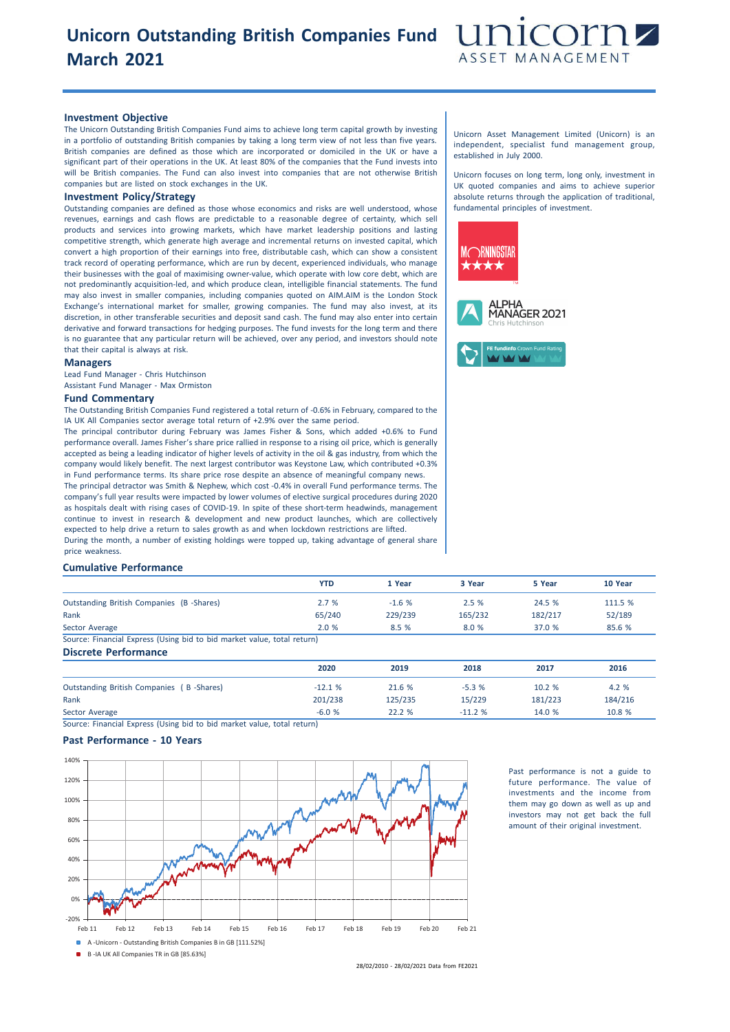# Unicorn Outstanding British Companies Fund March 2021

unicorn ASSET MANAGEMENT

### Investment Objective

The Unicorn Outstanding British Companies Fund aims to achieve long term capital growth by investing in a portfolio of outstanding British companies by taking a long term view of not less than five years. British companies are defined as those which are incorporated or domiciled in the UK or have a significant part of their operations in the UK. At least 80% of the companies that the Fund invests into will be British companies. The Fund can also invest into companies that are not otherwise British companies but are listed on stock exchanges in the UK.

### Investment Policy/Strategy

Outstanding companies are defined as those whose economics and risks are well understood, whose revenues, earnings and cash flows are predictable to a reasonable degree of certainty, which sell products and services into growing markets, which have market leadership positions and lasting competitive strength, which generate high average and incremental returns on invested capital, which convert a high proportion of their earnings into free, distributable cash, which can show a consistent track record of operating performance, which are run by decent, experienced individuals, who manage their businesses with the goal of maximising owner-value, which operate with low core debt, which are not predominantly acquisition-led, and which produce clean, intelligible financial statements. The fund may also invest in smaller companies, including companies quoted on AIM.AIM is the London Stock Exchange's international market for smaller, growing companies. The fund may also invest, at its discretion, in other transferable securities and deposit sand cash. The fund may also enter into certain derivative and forward transactions for hedging purposes. The fund invests for the long term and there is no guarantee that any particular return will be achieved, over any period, and investors should note that their capital is always at risk.

### Managers

Lead Fund Manager - Chris Hutchinson
Assistant Fund Manager - Max Ormiston

### Fund Commentary

The Outstanding British Companies Fund registered a total return of -0.6% in February, compared to the IA UK All Companies sector average total return of +2.9% over the same period.

The principal contributor during February was James Fisher & Sons, which added +0.6% to Fund performance overall. James Fisher's share price rallied in response to a rising oil price, which is generally accepted as being a leading indicator of higher levels of activity in the oil & gas industry, from which the company would likely benefit. The next largest contributor was Keystone Law, which contributed +0.3% in Fund performance terms. Its share price rose despite an absence of meaningful company news.

The principal detractor was Smith & Nephew, which cost -0.4% in overall Fund performance terms. The company's full year results were impacted by lower volumes of elective surgical procedures during 2020 as hospitals dealt with rising cases of COVID-19. In spite of these short-term headwinds, management continue to invest in research & development and new product launches, which are collectively expected to help drive a return to sales growth as and when lockdown restrictions are lifted.

During the month, a number of existing holdings were topped up, taking advantage of general share price weakness.

Unicorn Asset Management Limited (Unicorn) is an independent, specialist fund management group, established in July 2000.

Unicorn focuses on long term, long only, investment in UK quoted companies and aims to achieve superior absolute returns through the application of traditional, fundamental principles of investment.

MORNINGSTAR ★★★★

ALPHA MANAGER 2021 Chris Hutchinson

FE fundinfo Crown Fund Rating

### Cumulative Performance

| | YTD | 1 Year | 3 Year | 5 Year | 10 Year |
|---|---|---|---|---|---|
| Outstanding British Companies (B -Shares) | 2.7 % | -1.6 % | 2.5 % | 24.5 % | 111.5 % |
| Rank | 65/240 | 229/239 | 165/232 | 182/217 | 52/189 |
| Sector Average | 2.0 % | 8.5 % | 8.0 % | 37.0 % | 85.6 % |

Source: Financial Express (Using bid to bid market value, total return)

### Discrete Performance

| | 2020 | 2019 | 2018 | 2017 | 2016 |
|---|---|---|---|---|---|
| Outstanding British Companies ( B -Shares) | -12.1 % | 21.6 % | -5.3 % | 10.2 % | 4.2 % |
| Rank | 201/238 | 125/235 | 15/229 | 181/223 | 184/216 |
| Sector Average | -6.0 % | 22.2 % | -11.2 % | 14.0 % | 10.8 % |

Source: Financial Express (Using bid to bid market value, total return)

### Past Performance - 10 Years

A -Unicorn - Outstanding British Companies B in GB [111.52%]
B -IA UK All Companies TR in GB [85.63%]

28/02/2010 - 28/02/2021 Data from FE2021

Past performance is not a guide to future performance. The value of investments and the income from them may go down as well as up and investors may not get back the full amount of their original investment.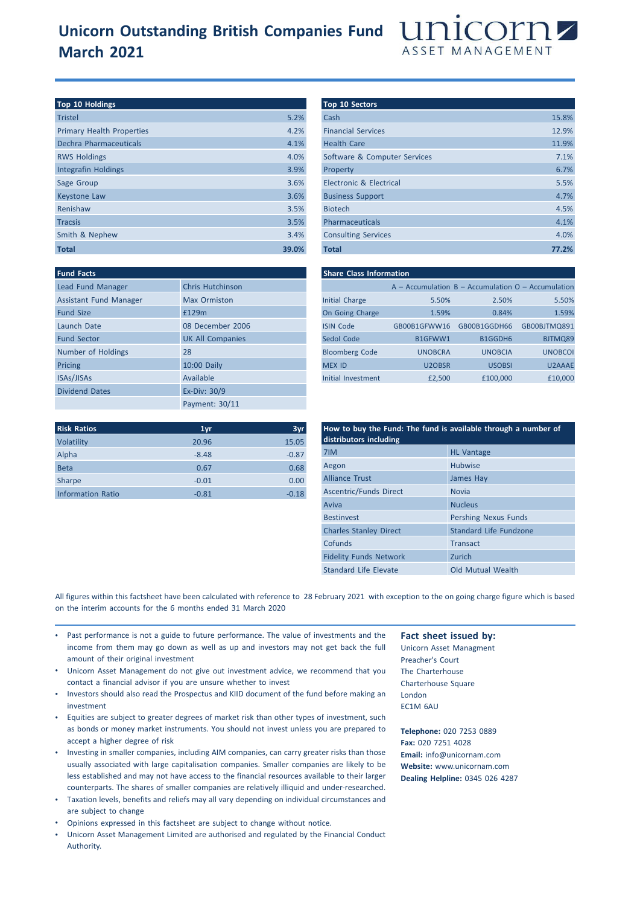# Unicorn Outstanding British Companies Fund
# March 2021

| Top 10 Holdings | |
|---|---|
| Tristel | 5.2% |
| Primary Health Properties | 4.2% |
| Dechra Pharmaceuticals | 4.1% |
| RWS Holdings | 4.0% |
| Integrafin Holdings | 3.9% |
| Sage Group | 3.6% |
| Keystone Law | 3.6% |
| Renishaw | 3.5% |
| Tracsis | 3.5% |
| Smith & Nephew | 3.4% |
| **Total** | **39.0%** |

| Top 10 Sectors | |
|---|---|
| Cash | 15.8% |
| Financial Services | 12.9% |
| Health Care | 11.9% |
| Software & Computer Services | 7.1% |
| Property | 6.7% |
| Electronic & Electrical | 5.5% |
| Business Support | 4.7% |
| Biotech | 4.5% |
| Pharmaceuticals | 4.1% |
| Consulting Services | 4.0% |
| **Total** | **77.2%** |

| Fund Facts | |
|---|---|
| Lead Fund Manager | Chris Hutchinson |
| Assistant Fund Manager | Max Ormiston |
| Fund Size | £129m |
| Launch Date | 08 December 2006 |
| Fund Sector | UK All Companies |
| Number of Holdings | 28 |
| Pricing | 10:00 Daily |
| ISAs/JISAs | Available |
| Dividend Dates | Ex-Div: 30/9 |
| | Payment: 30/11 |

| Share Class Information | A – Accumulation | B – Accumulation | O – Accumulation |
|---|---|---|---|
| Initial Charge | 5.50% | 2.50% | 5.50% |
| On Going Charge | 1.59% | 0.84% | 1.59% |
| ISIN Code | GB00B1GFWW16 | GB00B1GGDH66 | GB00BJTMQ891 |
| Sedol Code | B1GFWW1 | B1GGDH6 | BJTMQ89 |
| Bloomberg Code | UNOBCRA | UNOBCIA | UNOBCOI |
| MEX ID | U2OBSR | USOBSI | U2AAAE |
| Initial Investment | £2,500 | £100,000 | £10,000 |

| Risk Ratios | 1yr | 3yr |
|---|---|---|
| Volatility | 20.96 | 15.05 |
| Alpha | -8.48 | -0.87 |
| Beta | 0.67 | 0.68 |
| Sharpe | -0.01 | 0.00 |
| Information Ratio | -0.81 | -0.18 |

| How to buy the Fund: The fund is available through a number of distributors including | |
|---|---|
| 7IM | HL Vantage |
| Aegon | Hubwise |
| Alliance Trust | James Hay |
| Ascentric/Funds Direct | Novia |
| Aviva | Nucleus |
| Bestinvest | Pershing Nexus Funds |
| Charles Stanley Direct | Standard Life Fundzone |
| Cofunds | Transact |
| Fidelity Funds Network | Zurich |
| Standard Life Elevate | Old Mutual Wealth |

All figures within this factsheet have been calculated with reference to 28 February 2021 with exception to the on going charge figure which is based on the interim accounts for the 6 months ended 31 March 2020

- Past performance is not a guide to future performance. The value of investments and the income from them may go down as well as up and investors may not get back the full amount of their original investment
- Unicorn Asset Management do not give out investment advice, we recommend that you contact a financial advisor if you are unsure whether to invest
- Investors should also read the Prospectus and KIID document of the fund before making an investment
- Equities are subject to greater degrees of market risk than other types of investment, such as bonds or money market instruments. You should not invest unless you are prepared to accept a higher degree of risk
- Investing in smaller companies, including AIM companies, can carry greater risks than those usually associated with large capitalisation companies. Smaller companies are likely to be less established and may not have access to the financial resources available to their larger counterparts. The shares of smaller companies are relatively illiquid and under-researched.
- Taxation levels, benefits and reliefs may all vary depending on individual circumstances and are subject to change
- Opinions expressed in this factsheet are subject to change without notice.
- Unicorn Asset Management Limited are authorised and regulated by the Financial Conduct Authority.

**Fact sheet issued by:**
Unicorn Asset Managment
Preacher's Court
The Charterhouse
Charterhouse Square
London
EC1M 6AU

**Telephone:** 020 7253 0889
**Fax:** 020 7251 4028
**Email:** info@unicornam.com
**Website:** www.unicornam.com
**Dealing Helpline:** 0345 026 4287